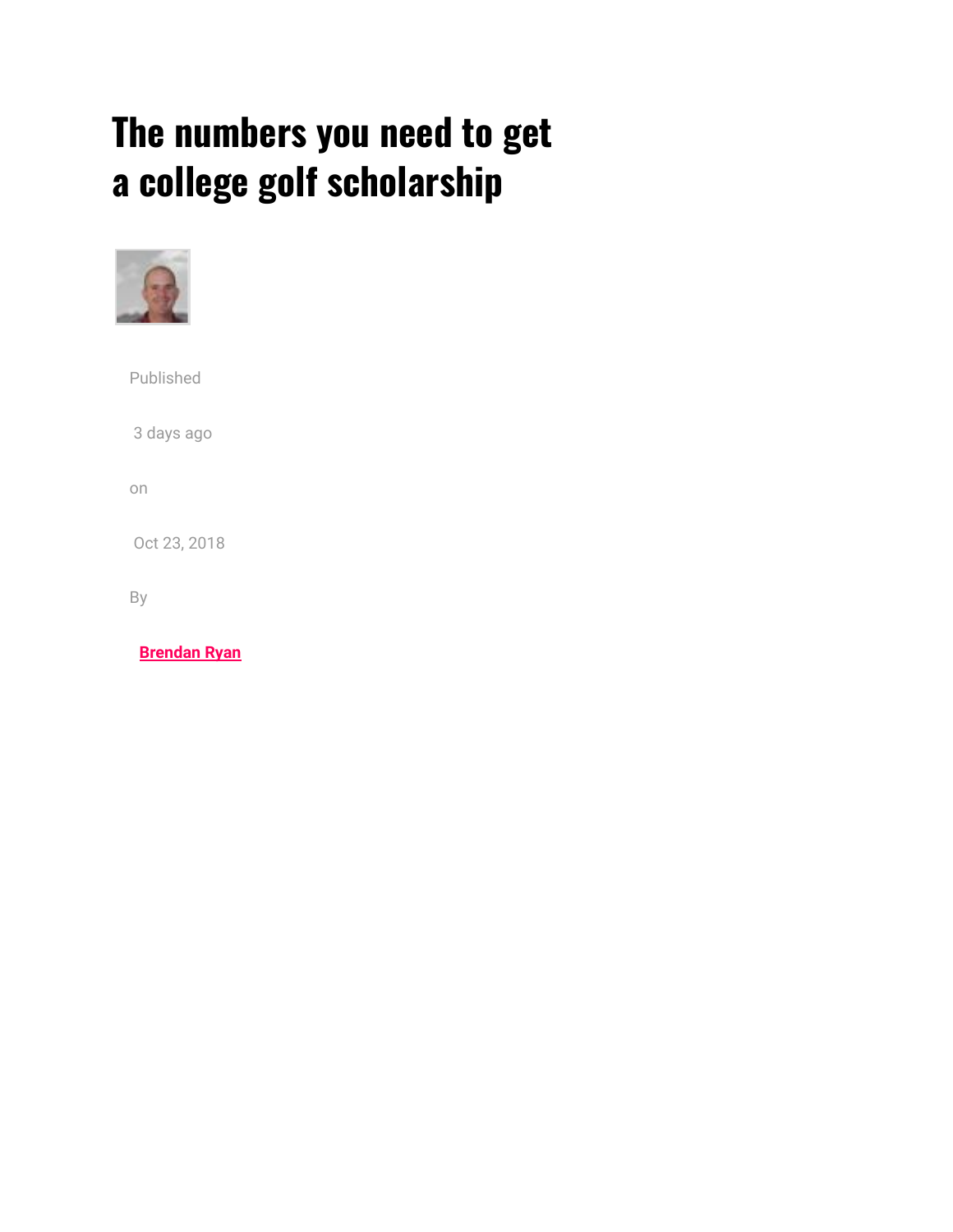# The numbers you need to get a college golf scholarship

Published

3 days ago

on

Oct 23, 2018

By

**Brendan Ryan**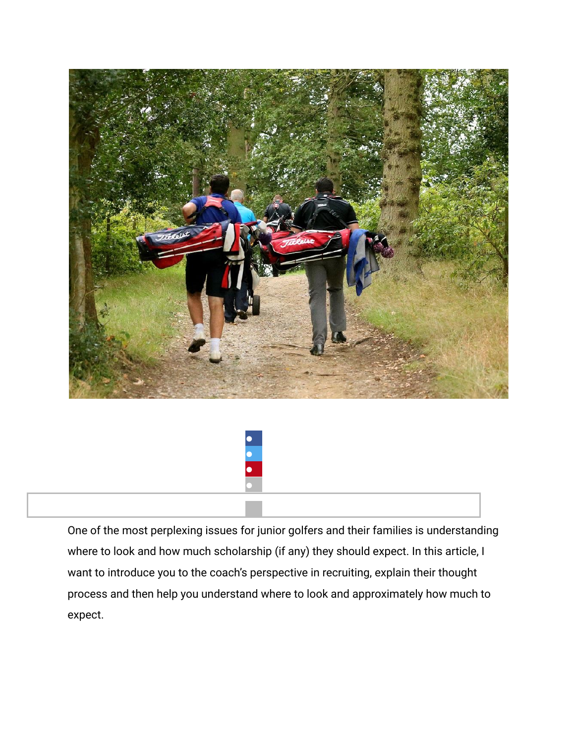One of the most perplexing issues for junior golfers and their families is understanding where to look and how much scholarship (if any) they should expect. In this article, I want to introduce you to the coach's perspective in recruiting, explain their thought process and then help you understand where to look and approximately how much to expect.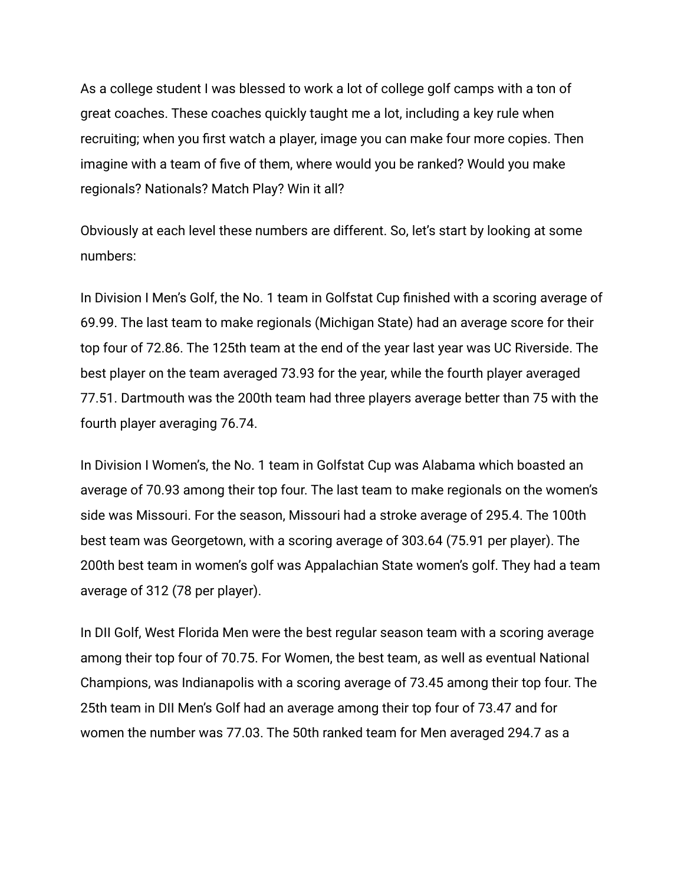As a college student I was blessed to work a lot of college golf camps with a ton of great coaches. These coaches quickly taught me a lot, including a key rule when recruiting; when you first watch a player, image you can make four more copies. Then imagine with a team of five of them, where would you be ranked? Would you make regionals? Nationals? Match Play? Win it all?

Obviously at each level these numbers are different. So, let's start by looking at some numbers:

In Division I Men's Golf, the No. 1 team in Golfstat Cup finished with a scoring average of 69.99. The last team to make regionals (Michigan State) had an average score for their top four of 72.86. The 125th team at the end of the year last year was UC Riverside. The best player on the team averaged 73.93 for the year, while the fourth player averaged 77.51. Dartmouth was the 200th team had three players average better than 75 with the fourth player averaging 76.74.

In Division I Women's, the No. 1 team in Golfstat Cup was Alabama which boasted an average of 70.93 among their top four. The last team to make regionals on the women's side was Missouri. For the season, Missouri had a stroke average of 295.4. The 100th best team was Georgetown, with a scoring average of 303.64 (75.91 per player). The 200th best team in women's golf was Appalachian State women's golf. They had a team average of 312 (78 per player).

In DII Golf, West Florida Men were the best regular season team with a scoring average among their top four of 70.75. For Women, the best team, as well as eventual National Champions, was Indianapolis with a scoring average of 73.45 among their top four. The 25th team in DII Men's Golf had an average among their top four of 73.47 and for women the number was 77.03. The 50th ranked team for Men averaged 294.7 as a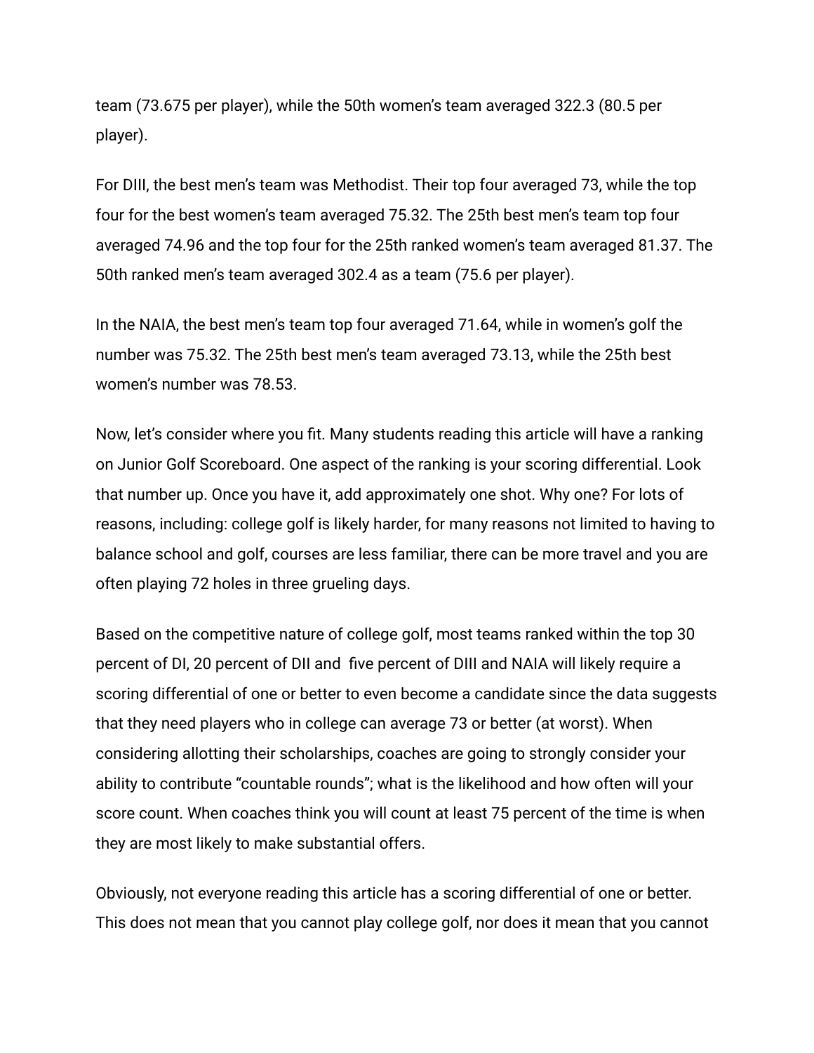team (73.675 per player), while the 50th women's team averaged 322.3 (80.5 per player).

For DIII, the best men's team was Methodist. Their top four averaged 73, while the top four for the best women's team averaged 75.32. The 25th best men's team top four averaged 74.96 and the top four for the 25th ranked women's team averaged 81.37. The 50th ranked men's team averaged 302.4 as a team (75.6 per player).

In the NAIA, the best men's team top four averaged 71.64, while in women's golf the number was 75.32. The 25th best men's team averaged 73.13, while the 25th best women's number was 78.53.

Now, let's consider where you fit. Many students reading this article will have a ranking on Junior Golf Scoreboard. One aspect of the ranking is your scoring differential. Look that number up. Once you have it, add approximately one shot. Why one? For lots of reasons, including: college golf is likely harder, for many reasons not limited to having to balance school and golf, courses are less familiar, there can be more travel and you are often playing 72 holes in three grueling days.

Based on the competitive nature of college golf, most teams ranked within the top 30 percent of DI, 20 percent of DII and five percent of DIII and NAIA will likely require a scoring differential of one or better to even become a candidate since the data suggests that they need players who in college can average 73 or better (at worst). When considering allotting their scholarships, coaches are going to strongly consider your ability to contribute "countable rounds"; what is the likelihood and how often will your score count. When coaches think you will count at least 75 percent of the time is when they are most likely to make substantial offers.

Obviously, not everyone reading this article has a scoring differential of one or better. This does not mean that you cannot play college golf, nor does it mean that you cannot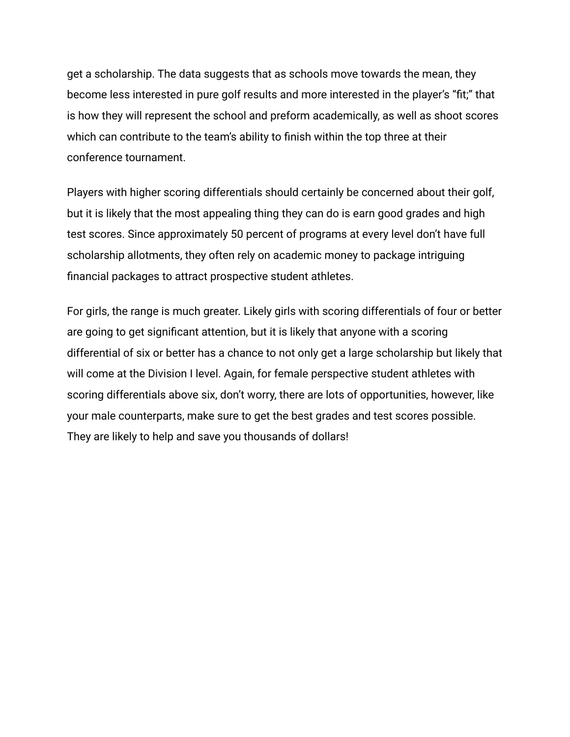get a scholarship. The data suggests that as schools move towards the mean, they become less interested in pure golf results and more interested in the player's "fit;" that is how they will represent the school and preform academically, as well as shoot scores which can contribute to the team's ability to finish within the top three at their conference tournament.

Players with higher scoring differentials should certainly be concerned about their golf, but it is likely that the most appealing thing they can do is earn good grades and high test scores. Since approximately 50 percent of programs at every level don't have full scholarship allotments, they often rely on academic money to package intriguing financial packages to attract prospective student athletes.

For girls, the range is much greater. Likely girls with scoring differentials of four or better are going to get significant attention, but it is likely that anyone with a scoring differential of six or better has a chance to not only get a large scholarship but likely that will come at the Division I level. Again, for female perspective student athletes with scoring differentials above six, don't worry, there are lots of opportunities, however, like your male counterparts, make sure to get the best grades and test scores possible. They are likely to help and save you thousands of dollars!